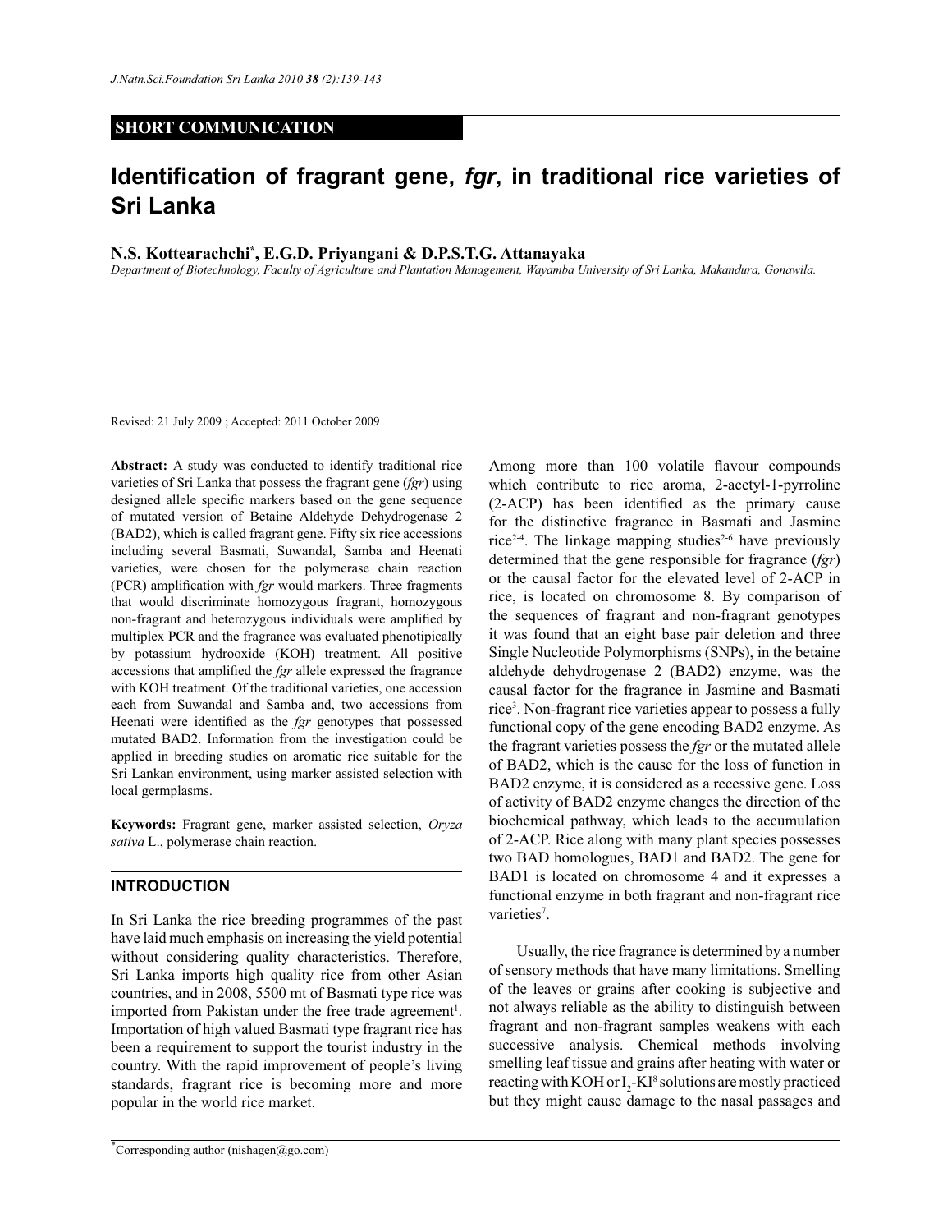## SHORT COMMUNICATION

# Identification of fragrant gene, *fgr*, in traditional rice varieties of Sri Lanka

**N.S. Kottearachchi*, E.G.D. Priyangani & D.P.S.T.G. Attanayaka**

*Department of Biotechnology, Faculty of Agriculture and Plantation Management, Wayamba University of Sri Lanka, Makandura, Gonawila.*

Revised: 21 July 2009 ; Accepted: 2011 October 2009

**Abstract:** A study was conducted to identify traditional rice varieties of Sri Lanka that possess the fragrant gene (*fgr*) using designed allele specific markers based on the gene sequence of mutated version of Betaine Aldehyde Dehydrogenase 2 (BAD2), which is called fragrant gene. Fifty six rice accessions including several Basmati, Suwandal, Samba and Heenati varieties, were chosen for the polymerase chain reaction (PCR) amplification with *fgr* would markers. Three fragments that would discriminate homozygous fragrant, homozygous non-fragrant and heterozygous individuals were amplified by multiplex PCR and the fragrance was evaluated phenotipically by potassium hydrooxide (KOH) treatment. All positive accessions that amplified the *fgr* allele expressed the fragrance with KOH treatment. Of the traditional varieties, one accession each from Suwandal and Samba and, two accessions from Heenati were identified as the *fgr* genotypes that possessed mutated BAD2. Information from the investigation could be applied in breeding studies on aromatic rice suitable for the Sri Lankan environment, using marker assisted selection with local germplasms.

**Keywords:** Fragrant gene, marker assisted selection, *Oryza sativa* L., polymerase chain reaction.

## INTRODUCTION

In Sri Lanka the rice breeding programmes of the past have laid much emphasis on increasing the yield potential without considering quality characteristics. Therefore, Sri Lanka imports high quality rice from other Asian countries, and in 2008, 5500 mt of Basmati type rice was imported from Pakistan under the free trade agreement[1]. Importation of high valued Basmati type fragrant rice has been a requirement to support the tourist industry in the country. With the rapid improvement of people's living standards, fragrant rice is becoming more and more popular in the world rice market.

Among more than 100 volatile flavour compounds which contribute to rice aroma, 2-acetyl-1-pyrroline (2-ACP) has been identified as the primary cause for the distinctive fragrance in Basmati and Jasmine rice[2-4]. The linkage mapping studies[2-6] have previously determined that the gene responsible for fragrance (*fgr*) or the causal factor for the elevated level of 2-ACP in rice, is located on chromosome 8. By comparison of the sequences of fragrant and non-fragrant genotypes it was found that an eight base pair deletion and three Single Nucleotide Polymorphisms (SNPs), in the betaine aldehyde dehydrogenase 2 (BAD2) enzyme, was the causal factor for the fragrance in Jasmine and Basmati rice[3]. Non-fragrant rice varieties appear to possess a fully functional copy of the gene encoding BAD2 enzyme. As the fragrant varieties possess the *fgr* or the mutated allele of BAD2, which is the cause for the loss of function in BAD2 enzyme, it is considered as a recessive gene. Loss of activity of BAD2 enzyme changes the direction of the biochemical pathway, which leads to the accumulation of 2-ACP. Rice along with many plant species possesses two BAD homologues, BAD1 and BAD2. The gene for BAD1 is located on chromosome 4 and it expresses a functional enzyme in both fragrant and non-fragrant rice varieties[7].

Usually, the rice fragrance is determined by a number of sensory methods that have many limitations. Smelling of the leaves or grains after cooking is subjective and not always reliable as the ability to distinguish between fragrant and non-fragrant samples weakens with each successive analysis. Chemical methods involving smelling leaf tissue and grains after heating with water or reacting with KOH or $I_2$-KI[8] solutions are mostly practiced but they might cause damage to the nasal passages and

*Corresponding author (nishagen@go.com)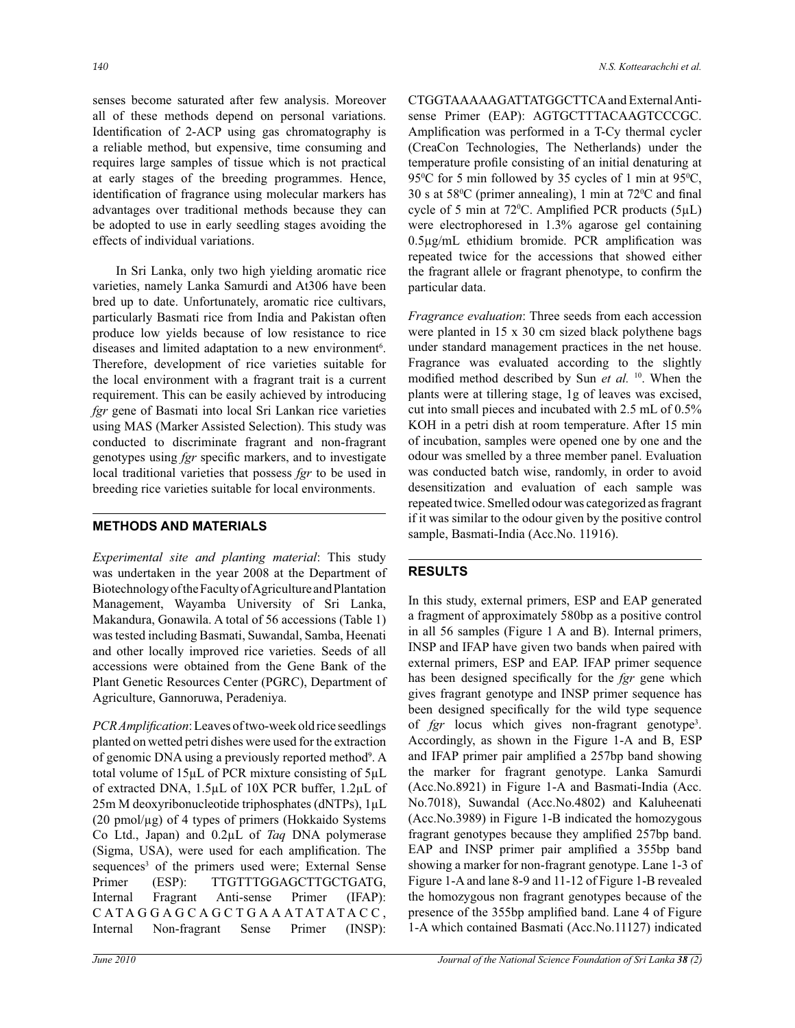senses become saturated after few analysis. Moreover all of these methods depend on personal variations. Identification of 2-ACP using gas chromatography is a reliable method, but expensive, time consuming and requires large samples of tissue which is not practical at early stages of the breeding programmes. Hence, identification of fragrance using molecular markers has advantages over traditional methods because they can be adopted to use in early seedling stages avoiding the effects of individual variations.

In Sri Lanka, only two high yielding aromatic rice varieties, namely Lanka Samurdi and At306 have been bred up to date. Unfortunately, aromatic rice cultivars, particularly Basmati rice from India and Pakistan often produce low yields because of low resistance to rice diseases and limited adaptation to a new environment[6]. Therefore, development of rice varieties suitable for the local environment with a fragrant trait is a current requirement. This can be easily achieved by introducing *fgr* gene of Basmati into local Sri Lankan rice varieties using MAS (Marker Assisted Selection). This study was conducted to discriminate fragrant and non-fragrant genotypes using *fgr* specific markers, and to investigate local traditional varieties that possess *fgr* to be used in breeding rice varieties suitable for local environments.

## METHODS AND MATERIALS

*Experimental site and planting material*: This study was undertaken in the year 2008 at the Department of Biotechnology of the Faculty of Agriculture and Plantation Management, Wayamba University of Sri Lanka, Makandura, Gonawila. A total of 56 accessions (Table 1) was tested including Basmati, Suwandal, Samba, Heenati and other locally improved rice varieties. Seeds of all accessions were obtained from the Gene Bank of the Plant Genetic Resources Center (PGRC), Department of Agriculture, Gannoruwa, Peradeniya.

*PCR Amplification*: Leaves of two-week old rice seedlings planted on wetted petri dishes were used for the extraction of genomic DNA using a previously reported method[9]. A total volume of 15µL of PCR mixture consisting of 5µL of extracted DNA, 1.5µL of 10X PCR buffer, 1.2µL of 25m M deoxyribonucleotide triphosphates (dNTPs), 1µL (20 pmol/µg) of 4 types of primers (Hokkaido Systems Co Ltd., Japan) and 0.2µL of *Taq* DNA polymerase (Sigma, USA), were used for each amplification. The sequences[3] of the primers used were; External Sense Primer (ESP): TTGTTTGGAGCTTGCTGATG, Internal Fragrant Anti-sense Primer (IFAP): CATAGGAGCAGCTGAAATATATACC, Internal Non-fragrant Sense Primer (INSP): CTGGTAAAAAGATTATGGCTTCA and External Anti-sense Primer (EAP): AGTGCTTTACAAGTCCCGC. Amplification was performed in a T-Cy thermal cycler (CreaCon Technologies, The Netherlands) under the temperature profile consisting of an initial denaturing at 95°C for 5 min followed by 35 cycles of 1 min at 95°C, 30 s at 58°C (primer annealing), 1 min at 72°C and final cycle of 5 min at 72°C. Amplified PCR products (5µL) were electrophoresed in 1.3% agarose gel containing 0.5µg/mL ethidium bromide. PCR amplification was repeated twice for the accessions that showed either the fragrant allele or fragrant phenotype, to confirm the particular data.

*Fragrance evaluation*: Three seeds from each accession were planted in 15 x 30 cm sized black polythene bags under standard management practices in the net house. Fragrance was evaluated according to the slightly modified method described by Sun *et al.*[10]. When the plants were at tillering stage, 1g of leaves was excised, cut into small pieces and incubated with 2.5 mL of 0.5% KOH in a petri dish at room temperature. After 15 min of incubation, samples were opened one by one and the odour was smelled by a three member panel. Evaluation was conducted batch wise, randomly, in order to avoid desensitization and evaluation of each sample was repeated twice. Smelled odour was categorized as fragrant if it was similar to the odour given by the positive control sample, Basmati-India (Acc.No. 11916).

## RESULTS

In this study, external primers, ESP and EAP generated a fragment of approximately 580bp as a positive control in all 56 samples (Figure 1 A and B). Internal primers, INSP and IFAP have given two bands when paired with external primers, ESP and EAP. IFAP primer sequence has been designed specifically for the *fgr* gene which gives fragrant genotype and INSP primer sequence has been designed specifically for the wild type sequence of *fgr* locus which gives non-fragrant genotype[3]. Accordingly, as shown in the Figure 1-A and B, ESP and IFAP primer pair amplified a 257bp band showing the marker for fragrant genotype. Lanka Samurdi (Acc.No.8921) in Figure 1-A and Basmati-India (Acc. No.7018), Suwandal (Acc.No.4802) and Kaluheenati (Acc.No.3989) in Figure 1-B indicated the homozygous fragrant genotypes because they amplified 257bp band. EAP and INSP primer pair amplified a 355bp band showing a marker for non-fragrant genotype. Lane 1-3 of Figure 1-A and lane 8-9 and 11-12 of Figure 1-B revealed the homozygous non fragrant genotypes because of the presence of the 355bp amplified band. Lane 4 of Figure 1-A which contained Basmati (Acc.No.11127) indicated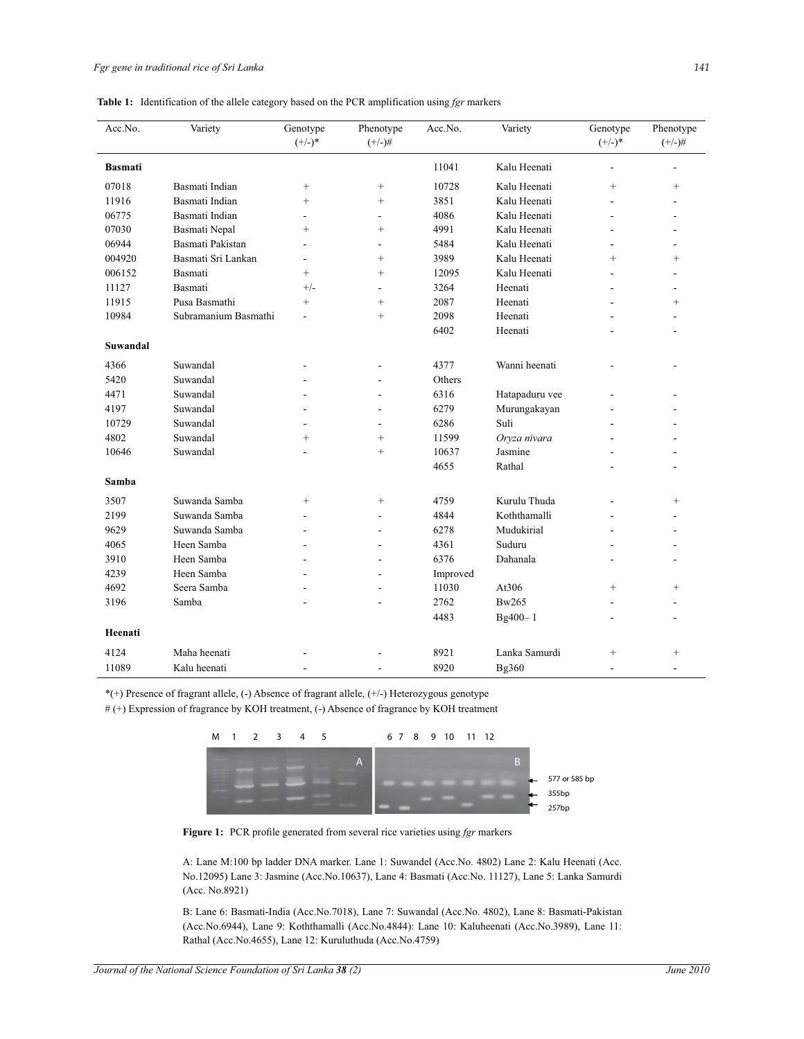**Table 1:** Identification of the allele category based on the PCR amplification using *fgr* markers

| Acc.No. | Variety | Genotype (+/-)* | Phenotype (+/-)# | Acc.No. | Variety | Genotype (+/-)* | Phenotype (+/-)# |
|---|---|---|---|---|---|---|---|
| **Basmati** | | | | 11041 | Kalu Heenati | - | - |
| 07018 | Basmati Indian | + | + | 10728 | Kalu Heenati | + | + |
| 11916 | Basmati Indian | + | + | 3851 | Kalu Heenati | - | - |
| 06775 | Basmati Indian | - | - | 4086 | Kalu Heenati | - | - |
| 07030 | Basmati Nepal | + | + | 4991 | Kalu Heenati | - | - |
| 06944 | Basmati Pakistan | - | - | 5484 | Kalu Heenati | - | - |
| 004920 | Basmati Sri Lankan | - | + | 3989 | Kalu Heenati | + | + |
| 006152 | Basmati | + | + | 12095 | Kalu Heenati | - | - |
| 11127 | Basmati | +/- | - | 3264 | Heenati | - | - |
| 11915 | Pusa Basmathi | + | + | 2087 | Heenati | - | + |
| 10984 | Subramanium Basmathi | - | + | 2098 | Heenati | - | - |
| | | | | 6402 | Heenati | - | - |
| **Suwandal** | | | | 4377 | Wanni heenati | - | - |
| 4366 | Suwandal | - | - | Others | | | |
| 5420 | Suwandal | - | - | 6316 | Hatapaduru vee | - | - |
| 4471 | Suwandal | - | - | 6279 | Murungakayan | - | - |
| 4197 | Suwandal | - | - | 6286 | Suli | - | - |
| 10729 | Suwandal | - | - | 11599 | *Oryza nivara* | - | - |
| 4802 | Suwandal | + | + | 10637 | Jasmine | - | - |
| 10646 | Suwandal | - | + | 4655 | Rathal | - | - |
| **Samba** | | | | 4759 | Kurulu Thuda | - | + |
| 3507 | Suwanda Samba | + | + | 4844 | Koththamalli | - | - |
| 2199 | Suwanda Samba | - | - | 6278 | Mudukirial | - | - |
| 9629 | Suwanda Samba | - | - | 4361 | Suduru | - | - |
| 4065 | Heen Samba | - | - | 6376 | Dahanala | - | - |
| 3910 | Heen Samba | - | - | Improved | | | |
| 4239 | Heen Samba | - | - | 11030 | At306 | + | + |
| 4692 | Seera Samba | - | - | 2762 | Bw265 | - | - |
| 3196 | Samba | - | - | 4483 | Bg400– 1 | - | - |
| **Heenati** | | | | 8921 | Lanka Samurdi | + | + |
| 4124 | Maha heenati | - | - | 8920 | Bg360 | - | - |
| 11089 | Kalu heenati | - | - | | | | |

*(+) Presence of fragrant allele, (-) Absence of fragrant allele, (+/-) Heterozygous genotype

# (+) Expression of fragrance by KOH treatment, (-) Absence of fragrance by KOH treatment

**Figure 1:** PCR profile generated from several rice varieties using *fgr* markers

A: Lane M:100 bp ladder DNA marker. Lane 1: Suwandel (Acc.No. 4802) Lane 2: Kalu Heenati (Acc. No.12095) Lane 3: Jasmine (Acc.No.10637), Lane 4: Basmati (Acc.No. 11127), Lane 5: Lanka Samurdi (Acc. No.8921)

B: Lane 6: Basmati-India (Acc.No.7018), Lane 7: Suwandal (Acc.No. 4802), Lane 8: Basmati-Pakistan (Acc.No.6944), Lane 9: Koththamalli (Acc.No.4844): Lane 10: Kaluheenati (Acc.No.3989), Lane 11: Rathal (Acc.No.4655), Lane 12: Kuruluthuda (Acc.No.4759)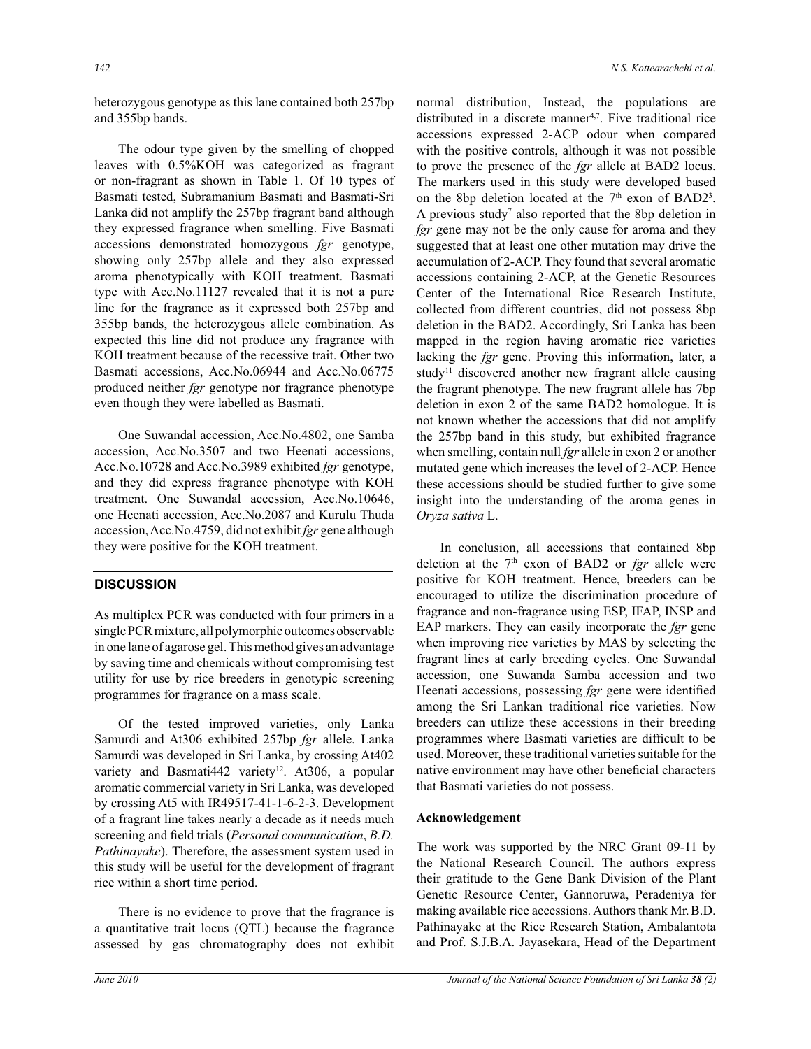heterozygous genotype as this lane contained both 257bp and 355bp bands.

The odour type given by the smelling of chopped leaves with 0.5%KOH was categorized as fragrant or non-fragrant as shown in Table 1. Of 10 types of Basmati tested, Subramanium Basmati and Basmati-Sri Lanka did not amplify the 257bp fragrant band although they expressed fragrance when smelling. Five Basmati accessions demonstrated homozygous *fgr* genotype, showing only 257bp allele and they also expressed aroma phenotypically with KOH treatment. Basmati type with Acc.No.11127 revealed that it is not a pure line for the fragrance as it expressed both 257bp and 355bp bands, the heterozygous allele combination. As expected this line did not produce any fragrance with KOH treatment because of the recessive trait. Other two Basmati accessions, Acc.No.06944 and Acc.No.06775 produced neither *fgr* genotype nor fragrance phenotype even though they were labelled as Basmati.

One Suwandal accession, Acc.No.4802, one Samba accession, Acc.No.3507 and two Heenati accessions, Acc.No.10728 and Acc.No.3989 exhibited *fgr* genotype, and they did express fragrance phenotype with KOH treatment. One Suwandal accession, Acc.No.10646, one Heenati accession, Acc.No.2087 and Kurulu Thuda accession, Acc.No.4759, did not exhibit *fgr* gene although they were positive for the KOH treatment.

## DISCUSSION

As multiplex PCR was conducted with four primers in a single PCR mixture, all polymorphic outcomes observable in one lane of agarose gel. This method gives an advantage by saving time and chemicals without compromising test utility for use by rice breeders in genotypic screening programmes for fragrance on a mass scale.

Of the tested improved varieties, only Lanka Samurdi and At306 exhibited 257bp *fgr* allele. Lanka Samurdi was developed in Sri Lanka, by crossing At402 variety and Basmati442 variety[12]. At306, a popular aromatic commercial variety in Sri Lanka, was developed by crossing At5 with IR49517-41-1-6-2-3. Development of a fragrant line takes nearly a decade as it needs much screening and field trials (*Personal communication*, *B.D. Pathinayake*). Therefore, the assessment system used in this study will be useful for the development of fragrant rice within a short time period.

There is no evidence to prove that the fragrance is a quantitative trait locus (QTL) because the fragrance assessed by gas chromatography does not exhibit normal distribution, Instead, the populations are distributed in a discrete manner[4,7]. Five traditional rice accessions expressed 2-ACP odour when compared with the positive controls, although it was not possible to prove the presence of the *fgr* allele at BAD2 locus. The markers used in this study were developed based on the 8bp deletion located at the 7[th] exon of BAD2[3]. A previous study[7] also reported that the 8bp deletion in *fgr* gene may not be the only cause for aroma and they suggested that at least one other mutation may drive the accumulation of 2-ACP. They found that several aromatic accessions containing 2-ACP, at the Genetic Resources Center of the International Rice Research Institute, collected from different countries, did not possess 8bp deletion in the BAD2. Accordingly, Sri Lanka has been mapped in the region having aromatic rice varieties lacking the *fgr* gene. Proving this information, later, a study[11] discovered another new fragrant allele causing the fragrant phenotype. The new fragrant allele has 7bp deletion in exon 2 of the same BAD2 homologue. It is not known whether the accessions that did not amplify the 257bp band in this study, but exhibited fragrance when smelling, contain null *fgr* allele in exon 2 or another mutated gene which increases the level of 2-ACP. Hence these accessions should be studied further to give some insight into the understanding of the aroma genes in *Oryza sativa* L.

In conclusion, all accessions that contained 8bp deletion at the 7[th] exon of BAD2 or *fgr* allele were positive for KOH treatment. Hence, breeders can be encouraged to utilize the discrimination procedure of fragrance and non-fragrance using ESP, IFAP, INSP and EAP markers. They can easily incorporate the *fgr* gene when improving rice varieties by MAS by selecting the fragrant lines at early breeding cycles. One Suwandal accession, one Suwanda Samba accession and two Heenati accessions, possessing *fgr* gene were identified among the Sri Lankan traditional rice varieties. Now breeders can utilize these accessions in their breeding programmes where Basmati varieties are difficult to be used. Moreover, these traditional varieties suitable for the native environment may have other beneficial characters that Basmati varieties do not possess.

### Acknowledgement

The work was supported by the NRC Grant 09-11 by the National Research Council. The authors express their gratitude to the Gene Bank Division of the Plant Genetic Resource Center, Gannoruwa, Peradeniya for making available rice accessions. Authors thank Mr. B.D. Pathinayake at the Rice Research Station, Ambalantota and Prof. S.J.B.A. Jayasekara, Head of the Department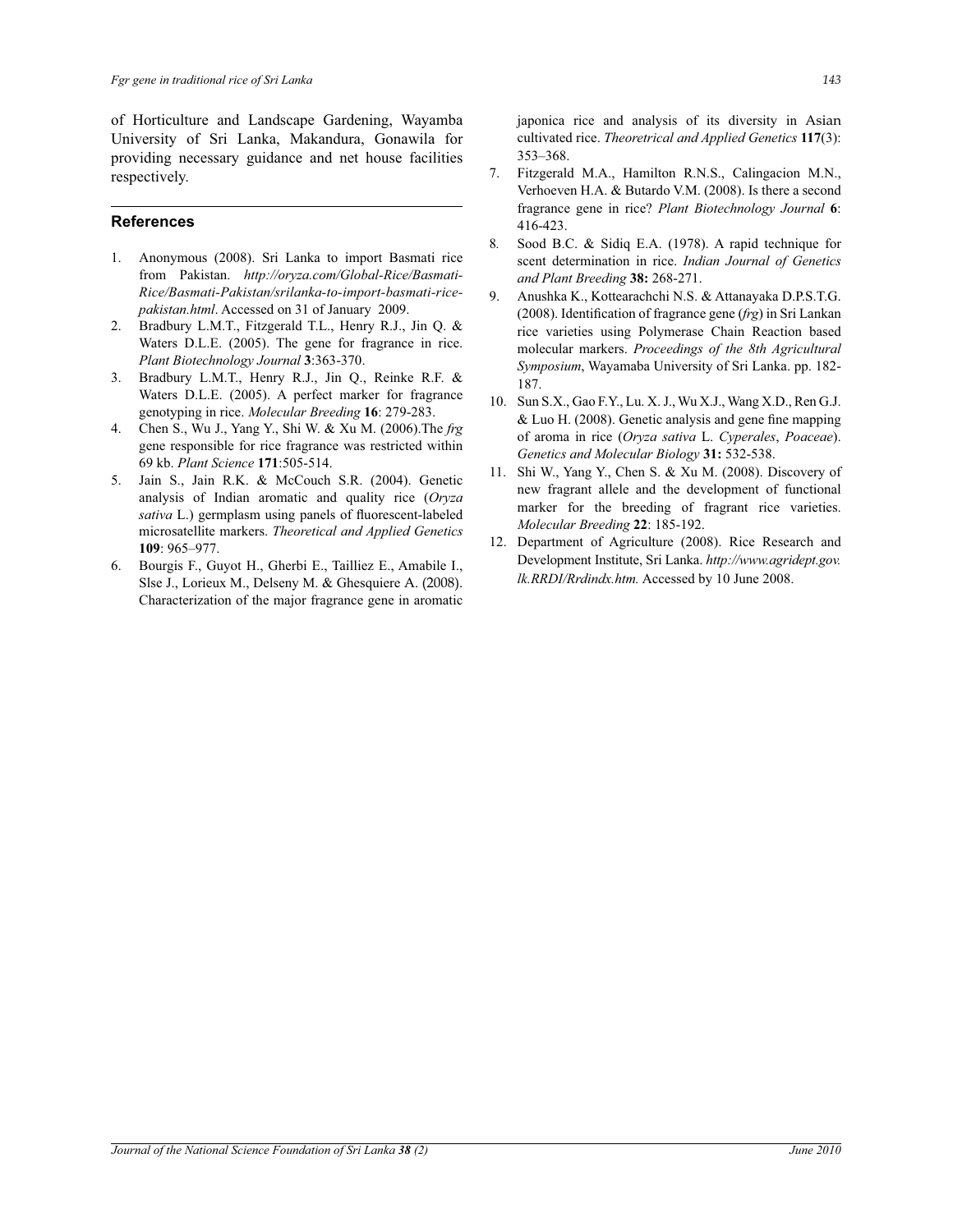of Horticulture and Landscape Gardening, Wayamba University of Sri Lanka, Makandura, Gonawila for providing necessary guidance and net house facilities respectively.

## References

1. Anonymous (2008). Sri Lanka to import Basmati rice from Pakistan. *http://oryza.com/Global-Rice/Basmati-Rice/Basmati-Pakistan/srilanka-to-import-basmati-rice-pakistan.html*. Accessed on 31 of January 2009.
2. Bradbury L.M.T., Fitzgerald T.L., Henry R.J., Jin Q. & Waters D.L.E. (2005). The gene for fragrance in rice. *Plant Biotechnology Journal* **3**:363-370.
3. Bradbury L.M.T., Henry R.J., Jin Q., Reinke R.F. & Waters D.L.E. (2005). A perfect marker for fragrance genotyping in rice. *Molecular Breeding* **16**: 279-283.
4. Chen S., Wu J., Yang Y., Shi W. & Xu M. (2006).The *frg* gene responsible for rice fragrance was restricted within 69 kb. *Plant Science* **171**:505-514.
5. Jain S., Jain R.K. & McCouch S.R. (2004). Genetic analysis of Indian aromatic and quality rice (*Oryza sativa* L.) germplasm using panels of fluorescent-labeled microsatellite markers. *Theoretical and Applied Genetics* **109**: 965–977.
6. Bourgis F., Guyot H., Gherbi E., Tailliez E., Amabile I., Slse J., Lorieux M., Delseny M. & Ghesquiere A. (2008). Characterization of the major fragrance gene in aromatic japonica rice and analysis of its diversity in Asian cultivated rice. *Theoretrical and Applied Genetics* **117**(3): 353–368.
7. Fitzgerald M.A., Hamilton R.N.S., Calingacion M.N., Verhoeven H.A. & Butardo V.M. (2008). Is there a second fragrance gene in rice? *Plant Biotechnology Journal* **6**: 416-423.
8. Sood B.C. & Sidiq E.A. (1978). A rapid technique for scent determination in rice. *Indian Journal of Genetics and Plant Breeding* **38:** 268-271.
9. Anushka K., Kottearachchi N.S. & Attanayaka D.P.S.T.G. (2008). Identification of fragrance gene (*frg*) in Sri Lankan rice varieties using Polymerase Chain Reaction based molecular markers. *Proceedings of the 8th Agricultural Symposium*, Wayamaba University of Sri Lanka. pp. 182-187.
10. Sun S.X., Gao F.Y., Lu. X. J., Wu X.J., Wang X.D., Ren G.J. & Luo H. (2008). Genetic analysis and gene fine mapping of aroma in rice (*Oryza sativa* L. *Cyperales*, *Poaceae*). *Genetics and Molecular Biology* **31:** 532-538.
11. Shi W., Yang Y., Chen S. & Xu M. (2008). Discovery of new fragrant allele and the development of functional marker for the breeding of fragrant rice varieties. *Molecular Breeding* **22**: 185-192.
12. Department of Agriculture (2008). Rice Research and Development Institute, Sri Lanka. *http://www.agridept.gov.lk.RRDI/Rrdindx.htm.* Accessed by 10 June 2008.